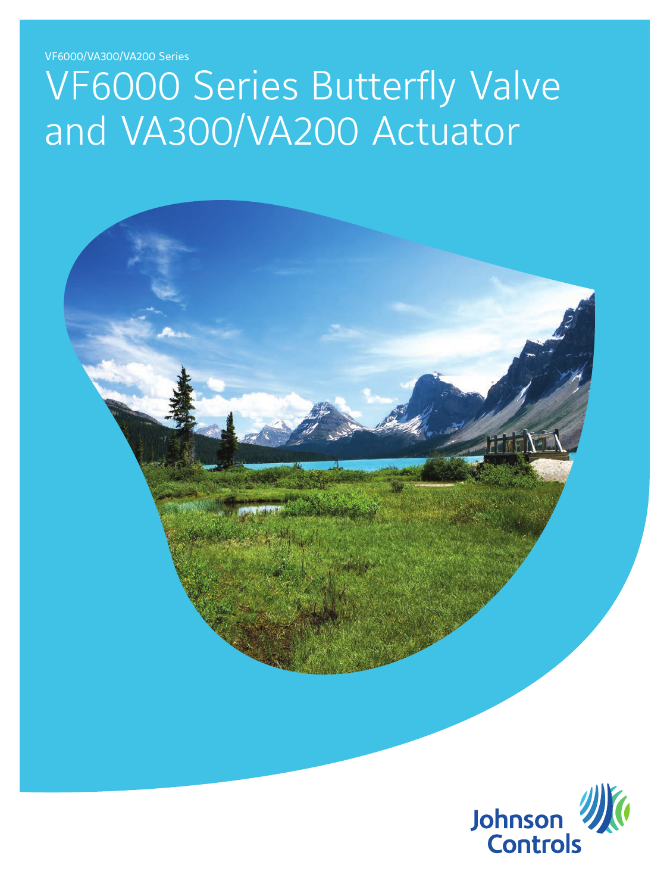VF6000/VA300/VA200 Series

# VF6000 Series Butterfly Valve and VA300/VA200 Actuator

Johnson Controls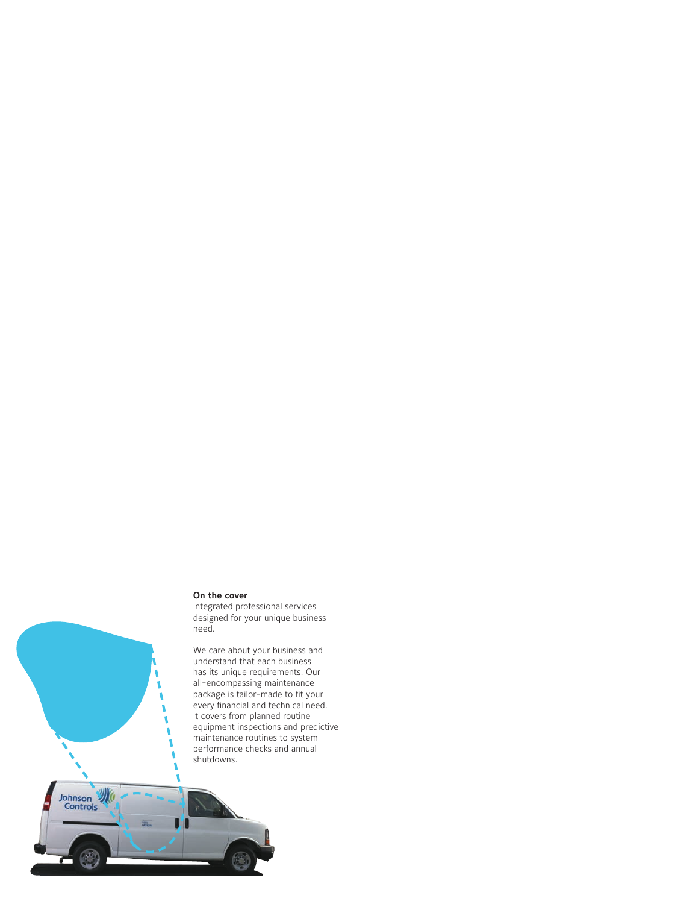**On the cover**
Integrated professional services designed for your unique business need.

We care about your business and understand that each business has its unique requirements. Our all-encompassing maintenance package is tailor-made to fit your every financial and technical need. It covers from planned routine equipment inspections and predictive maintenance routines to system performance checks and annual shutdowns.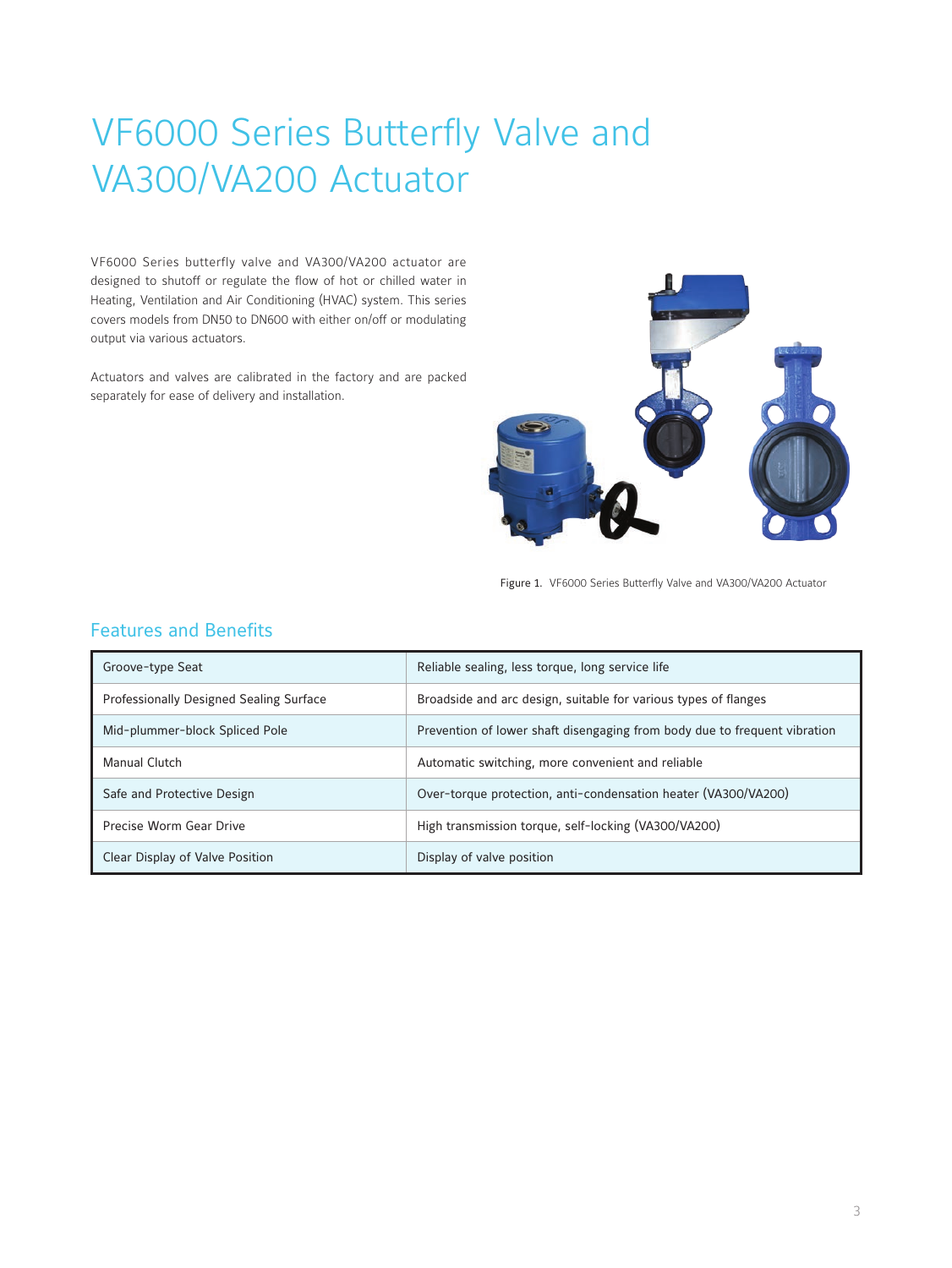# VF6000 Series Butterfly Valve and VA300/VA200 Actuator

VF6000 Series butterfly valve and VA300/VA200 actuator are designed to shutoff or regulate the flow of hot or chilled water in Heating, Ventilation and Air Conditioning (HVAC) system. This series covers models from DN50 to DN600 with either on/off or modulating output via various actuators.

Actuators and valves are calibrated in the factory and are packed separately for ease of delivery and installation.

Figure 1. VF6000 Series Butterfly Valve and VA300/VA200 Actuator

## Features and Benefits

| Feature | Benefit |
|---|---|
| Groove-type Seat | Reliable sealing, less torque, long service life |
| Professionally Designed Sealing Surface | Broadside and arc design, suitable for various types of flanges |
| Mid-plummer-block Spliced Pole | Prevention of lower shaft disengaging from body due to frequent vibration |
| Manual Clutch | Automatic switching, more convenient and reliable |
| Safe and Protective Design | Over-torque protection, anti-condensation heater (VA300/VA200) |
| Precise Worm Gear Drive | High transmission torque, self-locking (VA300/VA200) |
| Clear Display of Valve Position | Display of valve position |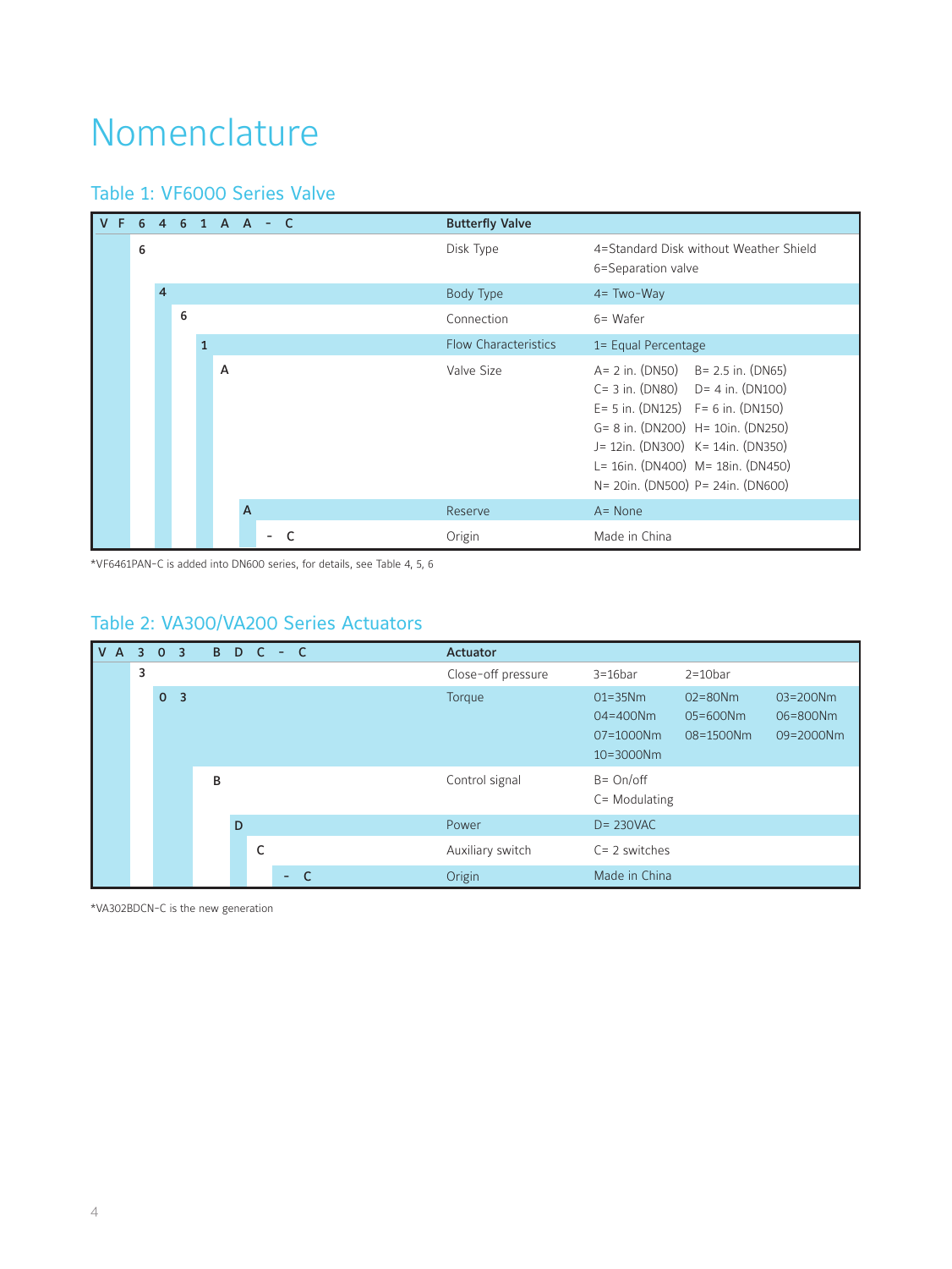# Nomenclature

## Table 1: VF6000 Series Valve

| V F 6 4 6 1 A A - C | Butterfly Valve | |
|---|---|---|
| 6 | Disk Type | 4=Standard Disk without Weather Shield<br>6=Separation valve |
| 4 | Body Type | 4= Two-Way |
| 6 | Connection | 6= Wafer |
| 1 | Flow Characteristics | 1= Equal Percentage |
| A | Valve Size | A= 2 in. (DN50) B= 2.5 in. (DN65)<br>C= 3 in. (DN80) D= 4 in. (DN100)<br>E= 5 in. (DN125) F= 6 in. (DN150)<br>G= 8 in. (DN200) H= 10in. (DN250)<br>J= 12in. (DN300) K= 14in. (DN350)<br>L= 16in. (DN400) M= 18in. (DN450)<br>N= 20in. (DN500) P= 24in. (DN600) |
| A | Reserve | A= None |
| - C | Origin | Made in China |

*VF6461PAN-C is added into DN600 series, for details, see Table 4, 5, 6

## Table 2: VA300/VA200 Series Actuators

| V A 3 0 3 B D C - C | Actuator | | | |
|---|---|---|---|---|
| 3 | Close-off pressure | 3=16bar | 2=10bar | |
| 0 3 | Torque | 01=35Nm<br>04=400Nm<br>07=1000Nm<br>10=3000Nm | 02=80Nm<br>05=600Nm<br>08=1500Nm | 03=200Nm<br>06=800Nm<br>09=2000Nm |
| B | Control signal | B= On/off<br>C= Modulating | | |
| D | Power | D= 230VAC | | |
| C | Auxiliary switch | C= 2 switches | | |
| - C | Origin | Made in China | | |

*VA302BDCN-C is the new generation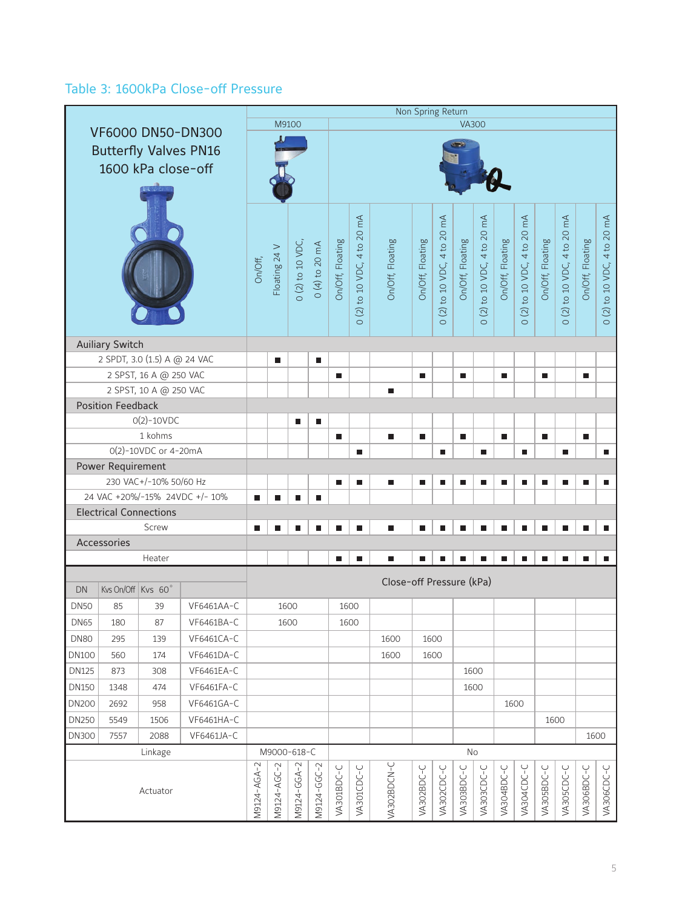| VF6000 DN50-DN300 Butterfly Valves PN16 1600 kPa close-off | | | | Non Spring Return | | | | | | | | | | | | | | | | |
|---|---|---|---|---|---|---|---|---|---|---|---|---|---|---|---|---|---|---|---|---|
| | | | | M9100 | | | | VA300 | | | | | | | | | | | | |
| | | | | On/Off, | Floating 24 V | 0 (2) to 10 VDC, | 0 (4) to 20 mA | On/Off, Floating | 0 (2) to 10 VDC, 4 to 20 mA | On/Off, Floating | On/Off, Floating | 0 (2) to 10 VDC, 4 to 20 mA | On/Off, Floating | 0 (2) to 10 VDC, 4 to 20 mA | On/Off, Floating | 0 (2) to 10 VDC, 4 to 20 mA | On/Off, Floating | 0 (2) to 10 VDC, 4 to 20 mA | On/Off, Floating | 0 (2) to 10 VDC, 4 to 20 mA |
| **Auiliary Switch** | | | | | | | | | | | | | | | | | | | | |
| 2 SPDT, 3.0 (1.5) A @ 24 VAC | | | | | ■ | | ■ | | | | | | | | | | | | | |
| 2 SPST, 16 A @ 250 VAC | | | | | | | | ■ | | | ■ | | ■ | | ■ | | ■ | | ■ | |
| 2 SPST, 10 A @ 250 VAC | | | | | | | | | | ■ | | | | | | | | | | |
| **Position Feedback** | | | | | | | | | | | | | | | | | | | | |
| 0(2)-10VDC | | | | | | ■ | ■ | | | | | | | | | | | | | |
| 1 kohms | | | | | | | | ■ | | ■ | ■ | | ■ | | ■ | | ■ | | ■ | |
| 0(2)-10VDC or 4-20mA | | | | | | | | | ■ | | | ■ | | ■ | | ■ | | ■ | | ■ |
| **Power Requirement** | | | | | | | | | | | | | | | | | | | | |
| 230 VAC+/-10% 50/60 Hz | | | | | | | | ■ | ■ | ■ | ■ | ■ | ■ | ■ | ■ | ■ | ■ | ■ | ■ | ■ |
| 24 VAC +20%/-15% 24VDC +/- 10% | | | | ■ | ■ | ■ | ■ | | | | | | | | | | | | | |
| **Electrical Connections** | | | | | | | | | | | | | | | | | | | | |
| Screw | | | | ■ | ■ | ■ | ■ | ■ | ■ | ■ | ■ | ■ | ■ | ■ | ■ | ■ | ■ | ■ | ■ | ■ |
| **Accessories** | | | | | | | | | | | | | | | | | | | | |
| Heater | | | | | | | | ■ | ■ | ■ | ■ | ■ | ■ | ■ | ■ | ■ | ■ | ■ | ■ | ■ |
| DN | Kvs On/Off | Kvs 60° | | Close-off Pressure (kPa) | | | | | | | | | | | | | | | | |
| DN50 | 85 | 39 | VF6461AA-C | 1600 | | | | 1600 | | | | | | | | | | | | |
| DN65 | 180 | 87 | VF6461BA-C | 1600 | | | | 1600 | | | | | | | | | | | | |
| DN80 | 295 | 139 | VF6461CA-C | | | | | | | 1600 | 1600 | | | | | | | | | |
| DN100 | 560 | 174 | VF6461DA-C | | | | | | | 1600 | 1600 | | | | | | | | | |
| DN125 | 873 | 308 | VF6461EA-C | | | | | | | | | | 1600 | | | | | | | |
| DN150 | 1348 | 474 | VF6461FA-C | | | | | | | | | | 1600 | | | | | | | |
| DN200 | 2692 | 958 | VF6461GA-C | | | | | | | | | | | | 1600 | | | | | |
| DN250 | 5549 | 1506 | VF6461HA-C | | | | | | | | | | | | | | 1600 | | | |
| DN300 | 7557 | 2088 | VF6461JA-C | | | | | | | | | | | | | | | | 1600 | |
| Linkage | | | | M9000-618-C | | | | No | | | | | | | | | | | | |
| Actuator | | | | M9124-AGA-2 | M9124-AGC-2 | M9124-GGA-2 | M9124-GGC-2 | VA301BDC-C | VA301CDC-C | VA302BDCN-C | VA302BDC-C | VA302CDC-C | VA303BDC-C | VA303CDC-C | VA304BDC-C | VA304CDC-C | VA305BDC-C | VA305CDC-C | VA306BDC-C | VA306CDC-C |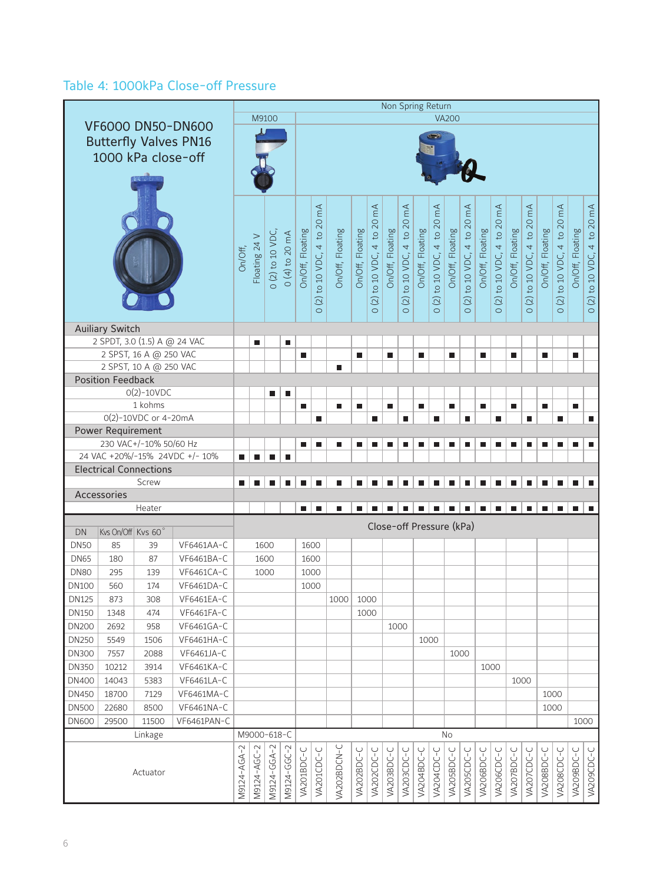## Table 4: 1000kPa Close-off Pressure

| VF6000 DN50-DN600 Butterfly Valves PN16 1000 kPa close-off | | | | Non Spring Return | | | | | | | | | | | | | | | | | | | | | | |
|---|---|---|---|---|---|---|---|---|---|---|---|---|---|---|---|---|---|---|---|---|---|---|---|---|---|---|
| | | | | M9100 | | | | VA200 | | | | | | | | | | | | | | | | | | |
| | | | | On/Off, Floating 24 V | | 0 (2) to 10 VDC, 0 (4) to 20 mA | | On/Off, Floating | 0 (2) to 10 VDC, 4 to 20 mA | On/Off, Floating | On/Off, Floating | 0 (2) to 10 VDC, 4 to 20 mA | On/Off, Floating | 0 (2) to 10 VDC, 4 to 20 mA | On/Off, Floating | 0 (2) to 10 VDC, 4 to 20 mA | On/Off, Floating | 0 (2) to 10 VDC, 4 to 20 mA | On/Off, Floating | 0 (2) to 10 VDC, 4 to 20 mA | On/Off, Floating | 0 (2) to 10 VDC, 4 to 20 mA | On/Off, Floating | 0 (2) to 10 VDC, 4 to 20 mA | On/Off, Floating | 0 (2) to 10 VDC, 4 to 20 mA |
| **Auiliary Switch** | | | | | | | | | | | | | | | | | | | | | | | | | | |
| 2 SPDT, 3.0 (1.5) A @ 24 VAC | | | | | ■ | | ■ | | | | | | | | | | | | | | | | | | | |
| 2 SPST, 16 A @ 250 VAC | | | | | | | | ■ | | | ■ | | ■ | | ■ | | ■ | | ■ | | ■ | | ■ | | ■ | |
| 2 SPST, 10 A @ 250 VAC | | | | | | | | | | ■ | | | | | | | | | | | | | | | | |
| **Position Feedback** | | | | | | | | | | | | | | | | | | | | | | | | | | |
| 0(2)-10VDC | | | | | | ■ | ■ | | | | | | | | | | | | | | | | | | | |
| 1 kohms | | | | | | | | ■ | | ■ | ■ | | ■ | | ■ | | ■ | | ■ | | ■ | | ■ | | ■ | |
| 0(2)-10VDC or 4-20mA | | | | | | | | | ■ | | | ■ | | ■ | | ■ | | ■ | | ■ | | ■ | | ■ | | ■ |
| **Power Requirement** | | | | | | | | | | | | | | | | | | | | | | | | | | |
| 230 VAC+/-10% 50/60 Hz | | | | | | | | ■ | ■ | ■ | ■ | ■ | ■ | ■ | ■ | ■ | ■ | ■ | ■ | ■ | ■ | ■ | ■ | ■ | ■ | ■ |
| 24 VAC +20%/-15% 24VDC +/- 10% | | | | ■ | ■ | ■ | ■ | | | | | | | | | | | | | | | | | | | |
| **Electrical Connections** | | | | | | | | | | | | | | | | | | | | | | | | | | |
| Screw | | | | ■ | ■ | ■ | ■ | ■ | ■ | ■ | ■ | ■ | ■ | ■ | ■ | ■ | ■ | ■ | ■ | ■ | ■ | ■ | ■ | ■ | ■ | ■ |
| **Accessories** | | | | | | | | | | | | | | | | | | | | | | | | | | |
| Heater | | | | | | | | ■ | ■ | ■ | ■ | ■ | ■ | ■ | ■ | ■ | ■ | ■ | ■ | ■ | ■ | ■ | ■ | ■ | ■ | ■ |
| DN | Kvs On/Off | Kvs 60° | | Close-off Pressure (kPa) | | | | | | | | | | | | | | | | | | | | | | |
| DN50 | 85 | 39 | VF6461AA-C | 1600 | | | | 1600 | | | | | | | | | | | | | | | | | | |
| DN65 | 180 | 87 | VF6461BA-C | 1600 | | | | 1600 | | | | | | | | | | | | | | | | | | |
| DN80 | 295 | 139 | VF6461CA-C | 1000 | | | | 1000 | | | | | | | | | | | | | | | | | | |
| DN100 | 560 | 174 | VF6461DA-C | | | | | 1000 | | | | | | | | | | | | | | | | | | |
| DN125 | 873 | 308 | VF6461EA-C | | | | | | | 1000 | 1000 | | | | | | | | | | | | | | | |
| DN150 | 1348 | 474 | VF6461FA-C | | | | | | | | 1000 | | | | | | | | | | | | | | | |
| DN200 | 2692 | 958 | VF6461GA-C | | | | | | | | | | 1000 | | | | | | | | | | | | | |
| DN250 | 5549 | 1506 | VF6461HA-C | | | | | | | | | | | | 1000 | | | | | | | | | | | |
| DN300 | 7557 | 2088 | VF6461JA-C | | | | | | | | | | | | | | 1000 | | | | | | | | | |
| DN350 | 10212 | 3914 | VF6461KA-C | | | | | | | | | | | | | | | | 1000 | | | | | | | |
| DN400 | 14043 | 5383 | VF6461LA-C | | | | | | | | | | | | | | | | | | 1000 | | | | | |
| DN450 | 18700 | 7129 | VF6461MA-C | | | | | | | | | | | | | | | | | | | | 1000 | | | |
| DN500 | 22680 | 8500 | VF6461NA-C | | | | | | | | | | | | | | | | | | | | 1000 | | | |
| DN600 | 29500 | 11500 | VF6461PAN-C | | | | | | | | | | | | | | | | | | | | | | 1000 | |
| Linkage | | | | M9000-618-C | | | | No | | | | | | | | | | | | | | | | | | |
| Actuator | | | | M9124-AGA-2 | M9124-AGC-2 | M9124-GGA-2 | M9124-GGC-2 | VA201BDC-C | VA201CDC-C | VA202BDCN-C | VA202BDC-C | VA202CDC-C | VA203BDC-C | VA203CDC-C | VA204BDC-C | VA204CDC-C | VA205BDC-C | VA205CDC-C | VA206BDC-C | VA206CDC-C | VA207BDC-C | VA207CDC-C | VA208BDC-C | VA208CDC-C | VA209BDC-C | VA209CDC-C |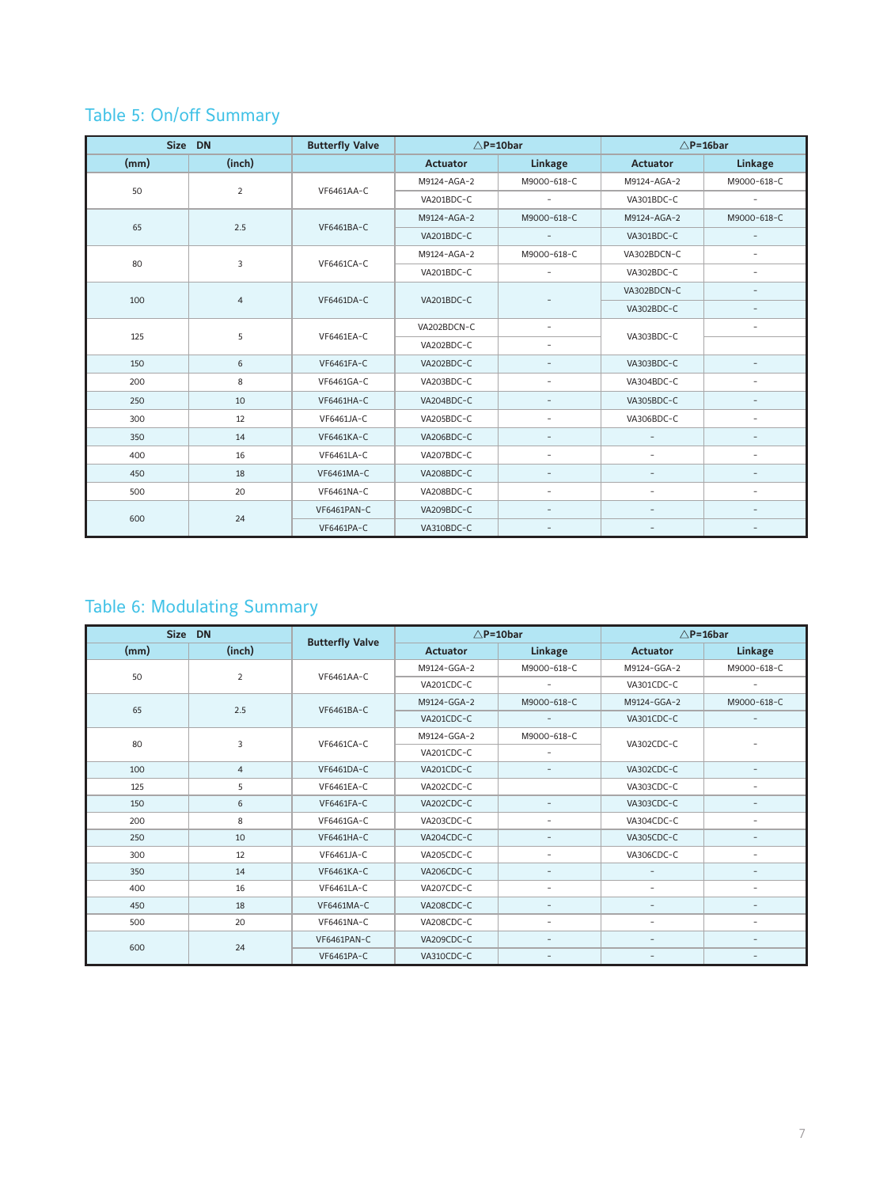## Table 5: On/off Summary

| Size DN | | Butterfly Valve | △P=10bar | | △P=16bar | |
|---|---|---|---|---|---|---|
| (mm) | (inch) | | Actuator | Linkage | Actuator | Linkage |
| 50 | 2 | VF6461AA-C | M9124-AGA-2 | M9000-618-C | M9124-AGA-2 | M9000-618-C |
| | | | VA201BDC-C | - | VA301BDC-C | - |
| 65 | 2.5 | VF6461BA-C | M9124-AGA-2 | M9000-618-C | M9124-AGA-2 | M9000-618-C |
| | | | VA201BDC-C | - | VA301BDC-C | - |
| 80 | 3 | VF6461CA-C | M9124-AGA-2 | M9000-618-C | VA302BDCN-C | - |
| | | | VA201BDC-C | - | VA302BDC-C | - |
| 100 | 4 | VF6461DA-C | VA201BDC-C | - | VA302BDCN-C | - |
| | | | | | VA302BDC-C | - |
| 125 | 5 | VF6461EA-C | VA202BDCN-C | - | VA303BDC-C | - |
| | | | VA202BDC-C | - | | |
| 150 | 6 | VF6461FA-C | VA202BDC-C | - | VA303BDC-C | - |
| 200 | 8 | VF6461GA-C | VA203BDC-C | - | VA304BDC-C | - |
| 250 | 10 | VF6461HA-C | VA204BDC-C | - | VA305BDC-C | - |
| 300 | 12 | VF6461JA-C | VA205BDC-C | - | VA306BDC-C | - |
| 350 | 14 | VF6461KA-C | VA206BDC-C | - | - | - |
| 400 | 16 | VF6461LA-C | VA207BDC-C | - | - | - |
| 450 | 18 | VF6461MA-C | VA208BDC-C | - | - | - |
| 500 | 20 | VF6461NA-C | VA208BDC-C | - | - | - |
| 600 | 24 | VF6461PAN-C | VA209BDC-C | - | - | - |
| | | VF6461PA-C | VA310BDC-C | - | - | - |

## Table 6: Modulating Summary

| Size DN | | Butterfly Valve | △P=10bar | | △P=16bar | |
|---|---|---|---|---|---|---|
| (mm) | (inch) | | Actuator | Linkage | Actuator | Linkage |
| 50 | 2 | VF6461AA-C | M9124-GGA-2 | M9000-618-C | M9124-GGA-2 | M9000-618-C |
| | | | VA201CDC-C | - | VA301CDC-C | - |
| 65 | 2.5 | VF6461BA-C | M9124-GGA-2 | M9000-618-C | M9124-GGA-2 | M9000-618-C |
| | | | VA201CDC-C | - | VA301CDC-C | - |
| 80 | 3 | VF6461CA-C | M9124-GGA-2 | M9000-618-C | VA302CDC-C | - |
| | | | VA201CDC-C | - | | |
| 100 | 4 | VF6461DA-C | VA201CDC-C | - | VA302CDC-C | - |
| 125 | 5 | VF6461EA-C | VA202CDC-C | | VA303CDC-C | - |
| 150 | 6 | VF6461FA-C | VA202CDC-C | - | VA303CDC-C | - |
| 200 | 8 | VF6461GA-C | VA203CDC-C | - | VA304CDC-C | - |
| 250 | 10 | VF6461HA-C | VA204CDC-C | - | VA305CDC-C | - |
| 300 | 12 | VF6461JA-C | VA205CDC-C | - | VA306CDC-C | - |
| 350 | 14 | VF6461KA-C | VA206CDC-C | - | - | - |
| 400 | 16 | VF6461LA-C | VA207CDC-C | - | - | - |
| 450 | 18 | VF6461MA-C | VA208CDC-C | - | - | - |
| 500 | 20 | VF6461NA-C | VA208CDC-C | - | - | - |
| 600 | 24 | VF6461PAN-C | VA209CDC-C | - | - | - |
| | | VF6461PA-C | VA310CDC-C | - | - | - |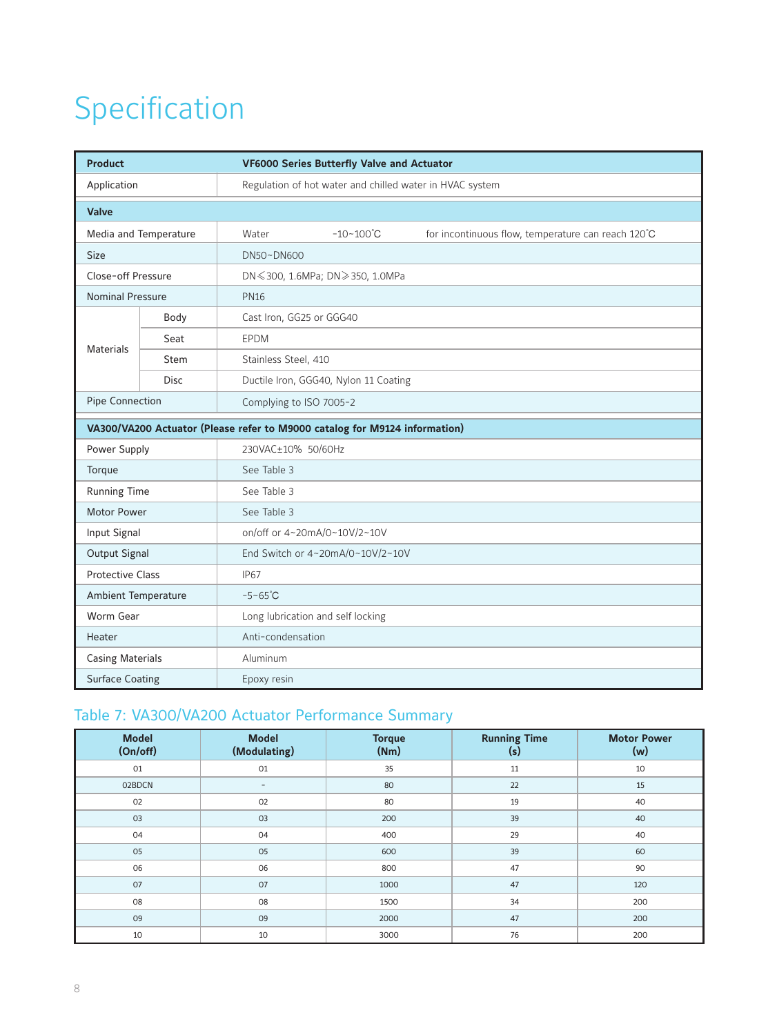# Specification

| Product | | VF6000 Series Butterfly Valve and Actuator |
|---|---|---|
| Application | | Regulation of hot water and chilled water in HVAC system |
| **Valve** | | |
| Media and Temperature | | Water    -10~100℃    for incontinuous flow, temperature can reach 120℃ |
| Size | | DN50~DN600 |
| Close-off Pressure | | DN⩽300, 1.6MPa; DN⩾350, 1.0MPa |
| Nominal Pressure | | PN16 |
| Materials | Body | Cast Iron, GG25 or GGG40 |
| | Seat | EPDM |
| | Stem | Stainless Steel, 410 |
| | Disc | Ductile Iron, GGG40, Nylon 11 Coating |
| Pipe Connection | | Complying to ISO 7005-2 |
| **VA300/VA200 Actuator (Please refer to M9000 catalog for M9124 information)** | | |
| Power Supply | | 230VAC±10% 50/60Hz |
| Torque | | See Table 3 |
| Running Time | | See Table 3 |
| Motor Power | | See Table 3 |
| Input Signal | | on/off or 4~20mA/0~10V/2~10V |
| Output Signal | | End Switch or 4~20mA/0~10V/2~10V |
| Protective Class | | IP67 |
| Ambient Temperature | | -5~65℃ |
| Worm Gear | | Long lubrication and self locking |
| Heater | | Anti-condensation |
| Casing Materials | | Aluminum |
| Surface Coating | | Epoxy resin |

## Table 7: VA300/VA200 Actuator Performance Summary

| Model (On/off) | Model (Modulating) | Torque (Nm) | Running Time (s) | Motor Power (w) |
|---|---|---|---|---|
| 01 | 01 | 35 | 11 | 10 |
| 02BDCN | - | 80 | 22 | 15 |
| 02 | 02 | 80 | 19 | 40 |
| 03 | 03 | 200 | 39 | 40 |
| 04 | 04 | 400 | 29 | 40 |
| 05 | 05 | 600 | 39 | 60 |
| 06 | 06 | 800 | 47 | 90 |
| 07 | 07 | 1000 | 47 | 120 |
| 08 | 08 | 1500 | 34 | 200 |
| 09 | 09 | 2000 | 47 | 200 |
| 10 | 10 | 3000 | 76 | 200 |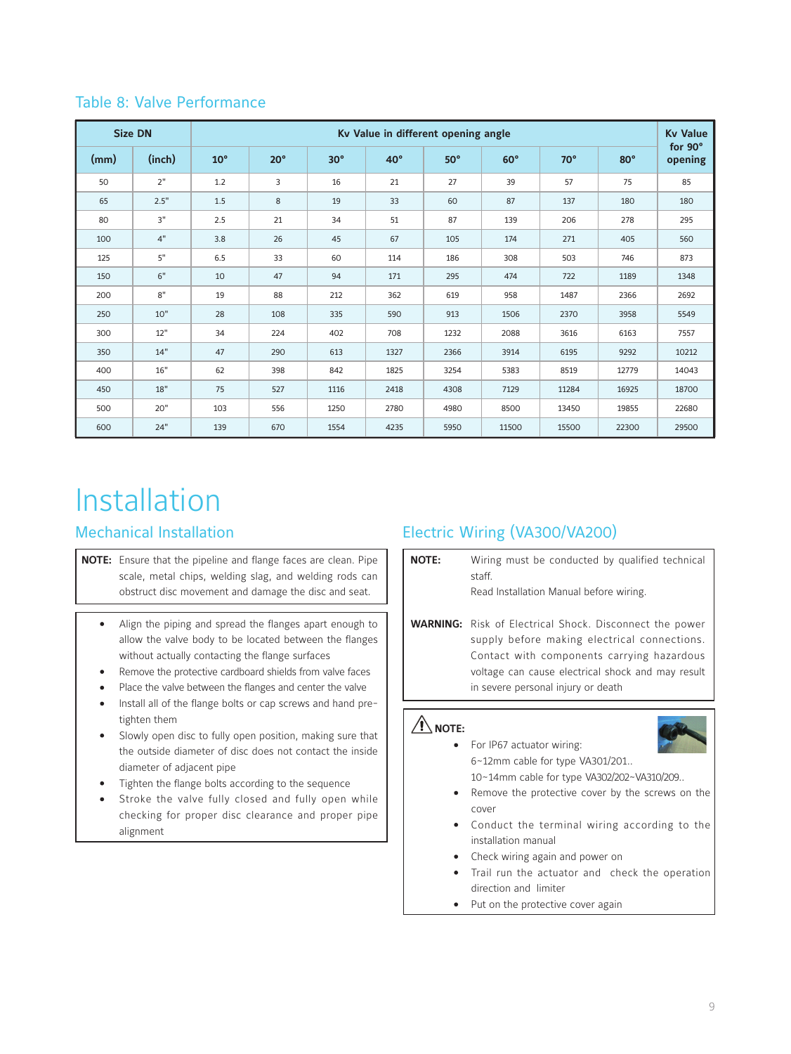## Table 8: Valve Performance

| Size DN | | Kv Value in different opening angle | | | | | | | | Kv Value for 90° opening |
|---|---|---|---|---|---|---|---|---|---|---|
| (mm) | (inch) | 10° | 20° | 30° | 40° | 50° | 60° | 70° | 80° | |
| 50 | 2" | 1.2 | 3 | 16 | 21 | 27 | 39 | 57 | 75 | 85 |
| 65 | 2.5" | 1.5 | 8 | 19 | 33 | 60 | 87 | 137 | 180 | 180 |
| 80 | 3" | 2.5 | 21 | 34 | 51 | 87 | 139 | 206 | 278 | 295 |
| 100 | 4" | 3.8 | 26 | 45 | 67 | 105 | 174 | 271 | 405 | 560 |
| 125 | 5" | 6.5 | 33 | 60 | 114 | 186 | 308 | 503 | 746 | 873 |
| 150 | 6" | 10 | 47 | 94 | 171 | 295 | 474 | 722 | 1189 | 1348 |
| 200 | 8" | 19 | 88 | 212 | 362 | 619 | 958 | 1487 | 2366 | 2692 |
| 250 | 10" | 28 | 108 | 335 | 590 | 913 | 1506 | 2370 | 3958 | 5549 |
| 300 | 12" | 34 | 224 | 402 | 708 | 1232 | 2088 | 3616 | 6163 | 7557 |
| 350 | 14" | 47 | 290 | 613 | 1327 | 2366 | 3914 | 6195 | 9292 | 10212 |
| 400 | 16" | 62 | 398 | 842 | 1825 | 3254 | 5383 | 8519 | 12779 | 14043 |
| 450 | 18" | 75 | 527 | 1116 | 2418 | 4308 | 7129 | 11284 | 16925 | 18700 |
| 500 | 20" | 103 | 556 | 1250 | 2780 | 4980 | 8500 | 13450 | 19855 | 22680 |
| 600 | 24" | 139 | 670 | 1554 | 4235 | 5950 | 11500 | 15500 | 22300 | 29500 |

# Installation

## Mechanical Installation

**NOTE:** Ensure that the pipeline and flange faces are clean. Pipe scale, metal chips, welding slag, and welding rods can obstruct disc movement and damage the disc and seat.

- Align the piping and spread the flanges apart enough to allow the valve body to be located between the flanges without actually contacting the flange surfaces
- Remove the protective cardboard shields from valve faces
- Place the valve between the flanges and center the valve
- Install all of the flange bolts or cap screws and hand pre-tighten them
- Slowly open disc to fully open position, making sure that the outside diameter of disc does not contact the inside diameter of adjacent pipe
- Tighten the flange bolts according to the sequence
- Stroke the valve fully closed and fully open while checking for proper disc clearance and proper pipe alignment

## Electric Wiring (VA300/VA200)

**NOTE:** Wiring must be conducted by qualified technical staff.
Read Installation Manual before wiring.

**WARNING:** Risk of Electrical Shock. Disconnect the power supply before making electrical connections. Contact with components carrying hazardous voltage can cause electrical shock and may result in severe personal injury or death

⚠ **NOTE:**

- For IP67 actuator wiring:
  6~12mm cable for type VA301/201..
  10~14mm cable for type VA302/202~VA310/209..
- Remove the protective cover by the screws on the cover
- Conduct the terminal wiring according to the installation manual
- Check wiring again and power on
- Trail run the actuator and check the operation direction and limiter
- Put on the protective cover again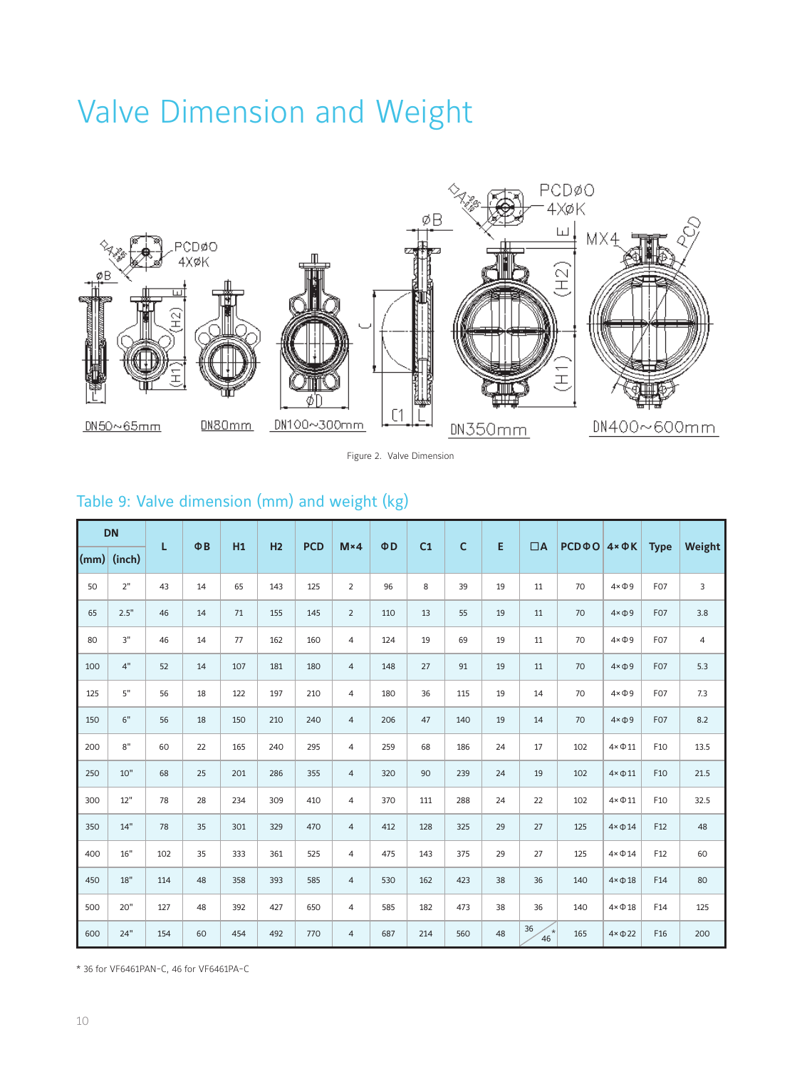# Valve Dimension and Weight

Figure 2. Valve Dimension

## Table 9: Valve dimension (mm) and weight (kg)

| DN | | L | ΦB | H1 | H2 | PCD | M×4 | ΦD | C1 | C | E | □A | PCDΦO | 4×ΦK | Type | Weight |
|---|---|---|---|---|---|---|---|---|---|---|---|---|---|---|---|---|
| (mm) | (inch) | | | | | | | | | | | | | | | |
| 50 | 2" | 43 | 14 | 65 | 143 | 125 | 2 | 96 | 8 | 39 | 19 | 11 | 70 | 4×Φ9 | F07 | 3 |
| 65 | 2.5" | 46 | 14 | 71 | 155 | 145 | 2 | 110 | 13 | 55 | 19 | 11 | 70 | 4×Φ9 | F07 | 3.8 |
| 80 | 3" | 46 | 14 | 77 | 162 | 160 | 4 | 124 | 19 | 69 | 19 | 11 | 70 | 4×Φ9 | F07 | 4 |
| 100 | 4" | 52 | 14 | 107 | 181 | 180 | 4 | 148 | 27 | 91 | 19 | 11 | 70 | 4×Φ9 | F07 | 5.3 |
| 125 | 5" | 56 | 18 | 122 | 197 | 210 | 4 | 180 | 36 | 115 | 19 | 14 | 70 | 4×Φ9 | F07 | 7.3 |
| 150 | 6" | 56 | 18 | 150 | 210 | 240 | 4 | 206 | 47 | 140 | 19 | 14 | 70 | 4×Φ9 | F07 | 8.2 |
| 200 | 8" | 60 | 22 | 165 | 240 | 295 | 4 | 259 | 68 | 186 | 24 | 17 | 102 | 4×Φ11 | F10 | 13.5 |
| 250 | 10" | 68 | 25 | 201 | 286 | 355 | 4 | 320 | 90 | 239 | 24 | 19 | 102 | 4×Φ11 | F10 | 21.5 |
| 300 | 12" | 78 | 28 | 234 | 309 | 410 | 4 | 370 | 111 | 288 | 24 | 22 | 102 | 4×Φ11 | F10 | 32.5 |
| 350 | 14" | 78 | 35 | 301 | 329 | 470 | 4 | 412 | 128 | 325 | 29 | 27 | 125 | 4×Φ14 | F12 | 48 |
| 400 | 16" | 102 | 35 | 333 | 361 | 525 | 4 | 475 | 143 | 375 | 29 | 27 | 125 | 4×Φ14 | F12 | 60 |
| 450 | 18" | 114 | 48 | 358 | 393 | 585 | 4 | 530 | 162 | 423 | 38 | 36 | 140 | 4×Φ18 | F14 | 80 |
| 500 | 20" | 127 | 48 | 392 | 427 | 650 | 4 | 585 | 182 | 473 | 38 | 36 | 140 | 4×Φ18 | F14 | 125 |
| 600 | 24" | 154 | 60 | 454 | 492 | 770 | 4 | 687 | 214 | 560 | 48 | 36/46* | 165 | 4×Φ22 | F16 | 200 |

* 36 for VF6461PAN-C, 46 for VF6461PA-C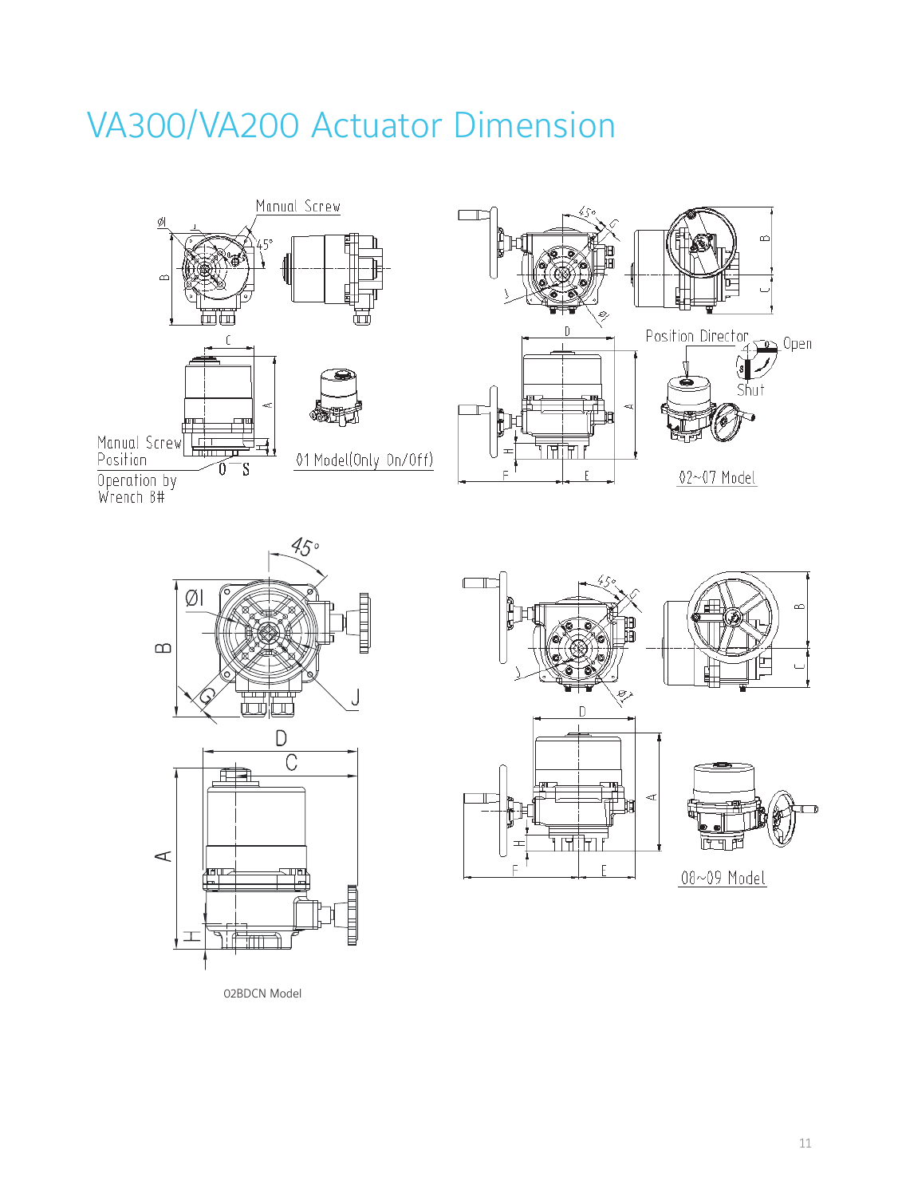# VA300/VA200 Actuator Dimension

Manual Screw

Manual Screw Position

Operation by Wrench 8#

01 Model(Only On/Off)

Position Director

Open

Shut

02~07 Model

08~09 Model

02BDCN Model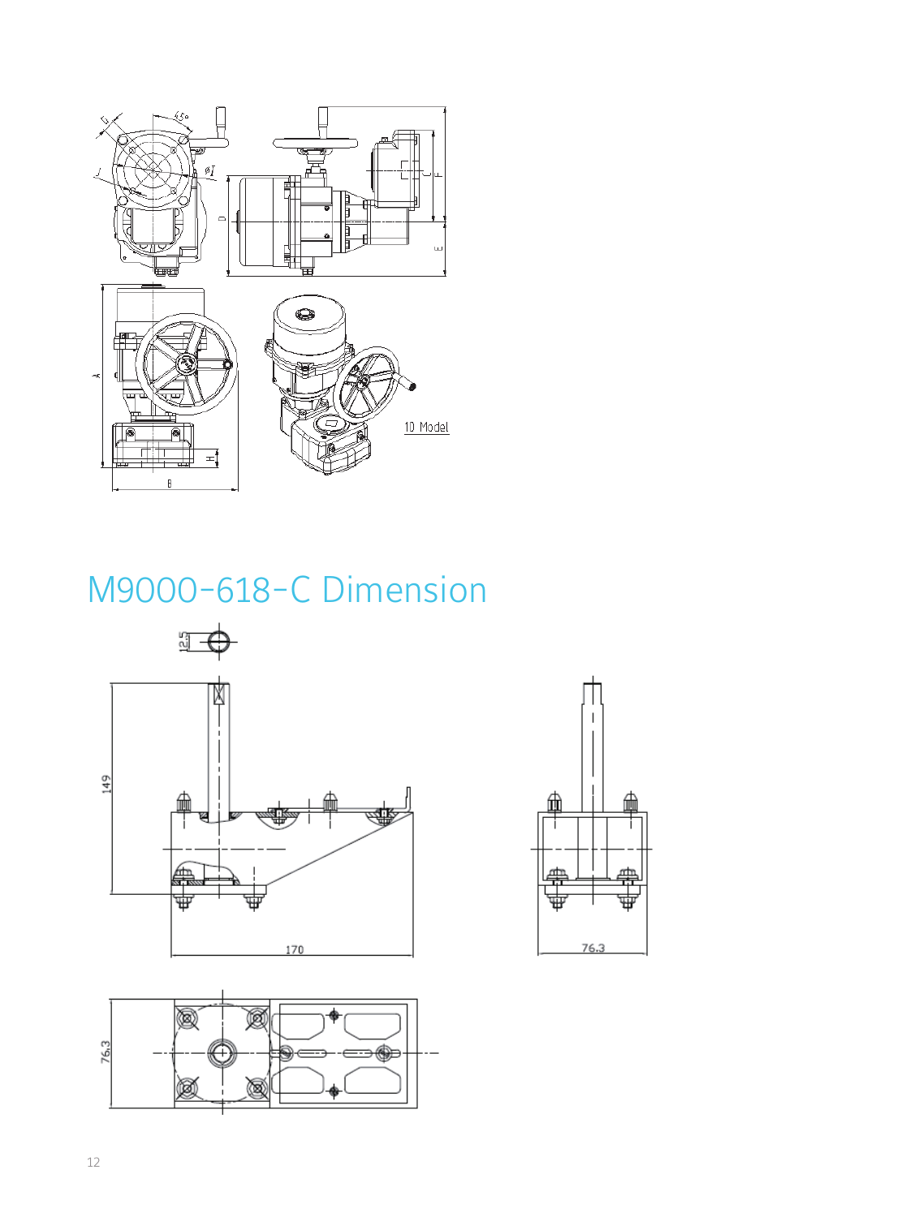10 Model

# M9000-618-C Dimension

12.5

149

170

76.3

76.3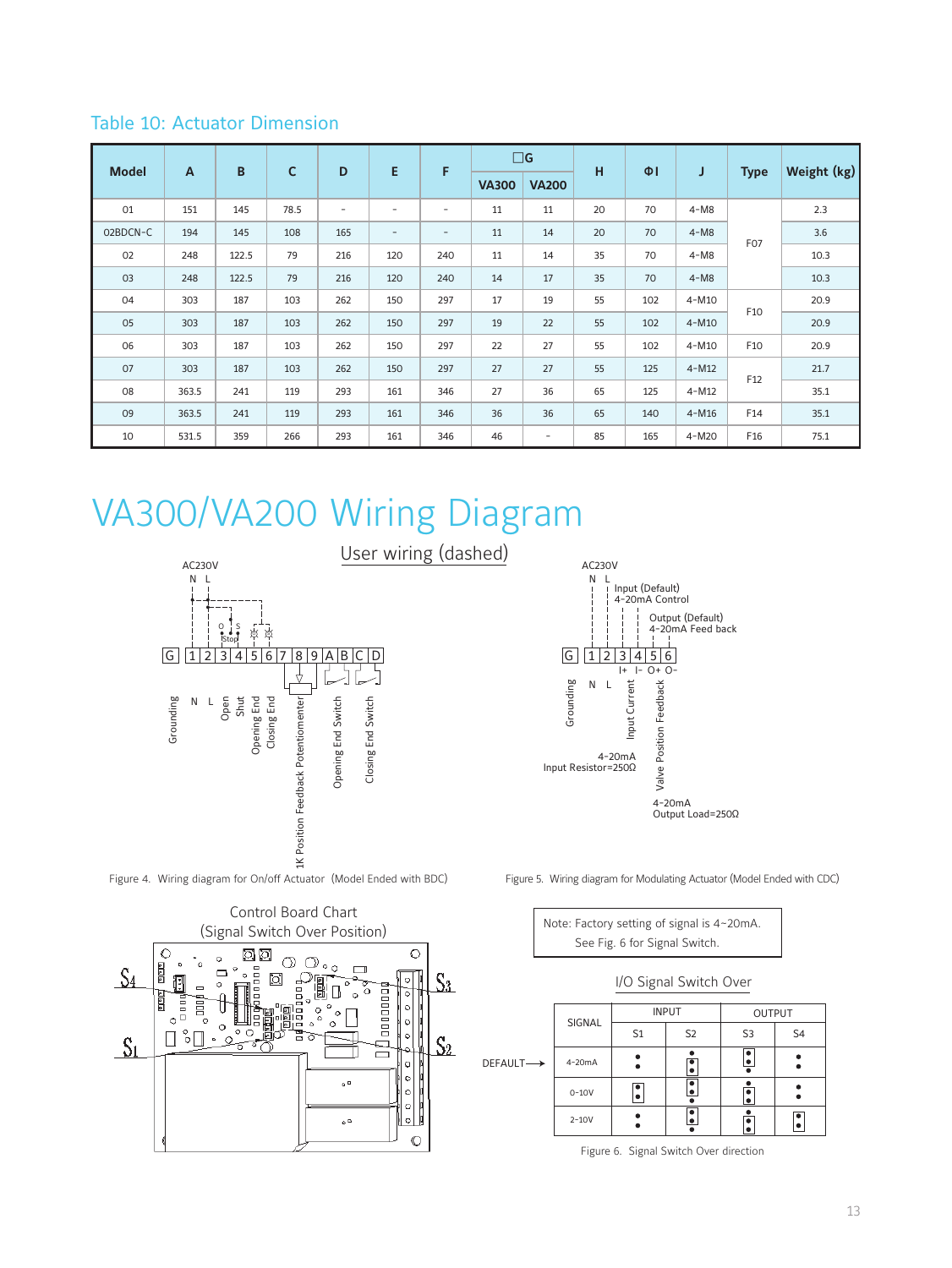## Table 10: Actuator Dimension

| Model | A | B | C | D | E | F | □G | | H | ΦI | J | Type | Weight (kg) |
|---|---|---|---|---|---|---|---|---|---|---|---|---|---|
| | | | | | | | VA300 | VA200 | | | | | |
| 01 | 151 | 145 | 78.5 | - | - | - | 11 | 11 | 20 | 70 | 4-M8 | F07 | 2.3 |
| 02BDCN-C | 194 | 145 | 108 | 165 | - | - | 11 | 14 | 20 | 70 | 4-M8 | | 3.6 |
| 02 | 248 | 122.5 | 79 | 216 | 120 | 240 | 11 | 14 | 35 | 70 | 4-M8 | | 10.3 |
| 03 | 248 | 122.5 | 79 | 216 | 120 | 240 | 14 | 17 | 35 | 70 | 4-M8 | | 10.3 |
| 04 | 303 | 187 | 103 | 262 | 150 | 297 | 17 | 19 | 55 | 102 | 4-M10 | F10 | 20.9 |
| 05 | 303 | 187 | 103 | 262 | 150 | 297 | 19 | 22 | 55 | 102 | 4-M10 | | 20.9 |
| 06 | 303 | 187 | 103 | 262 | 150 | 297 | 22 | 27 | 55 | 102 | 4-M10 | F10 | 20.9 |
| 07 | 303 | 187 | 103 | 262 | 150 | 297 | 27 | 27 | 55 | 125 | 4-M12 | F12 | 21.7 |
| 08 | 363.5 | 241 | 119 | 293 | 161 | 346 | 27 | 36 | 65 | 125 | 4-M12 | | 35.1 |
| 09 | 363.5 | 241 | 119 | 293 | 161 | 346 | 36 | 36 | 65 | 140 | 4-M16 | F14 | 35.1 |
| 10 | 531.5 | 359 | 266 | 293 | 161 | 346 | 46 | - | 85 | 165 | 4-M20 | F16 | 75.1 |

# VA300/VA200 Wiring Diagram

User wiring (dashed)

AC230V
N L

G 1 2 3 4 5 6 7 8 9 A B C D

Grounding, N, L, Open, Shut, Opening End, Closing End, 1K Position Feedback Potentiometer, Opening End Switch, Closing End Switch

Figure 4. Wiring diagram for On/off Actuator (Model Ended with BDC)

AC230V
N L

Input (Default) 4~20mA Control

Output (Default) 4~20mA Feed back

G 1 2 3 4 5 6

I+ I- O+ O-

Grounding, N, L, Input Current, Valve Position Feedback

4~20mA Input Resistor=250Ω

4~20mA Output Load=250Ω

Figure 5. Wiring diagram for Modulating Actuator (Model Ended with CDC)

Control Board Chart
(Signal Switch Over Position)

S4 S1 S3 S2

Note: Factory setting of signal is 4~20mA.
See Fig. 6 for Signal Switch.

I/O Signal Switch Over

| SIGNAL | INPUT | | OUTPUT | |
|---|---|---|---|---|
| | S1 | S2 | S3 | S4 |
| 4~20mA (DEFAULT) | | | | |
| 0~10V | | | | |
| 2~10V | | | | |

Figure 6. Signal Switch Over direction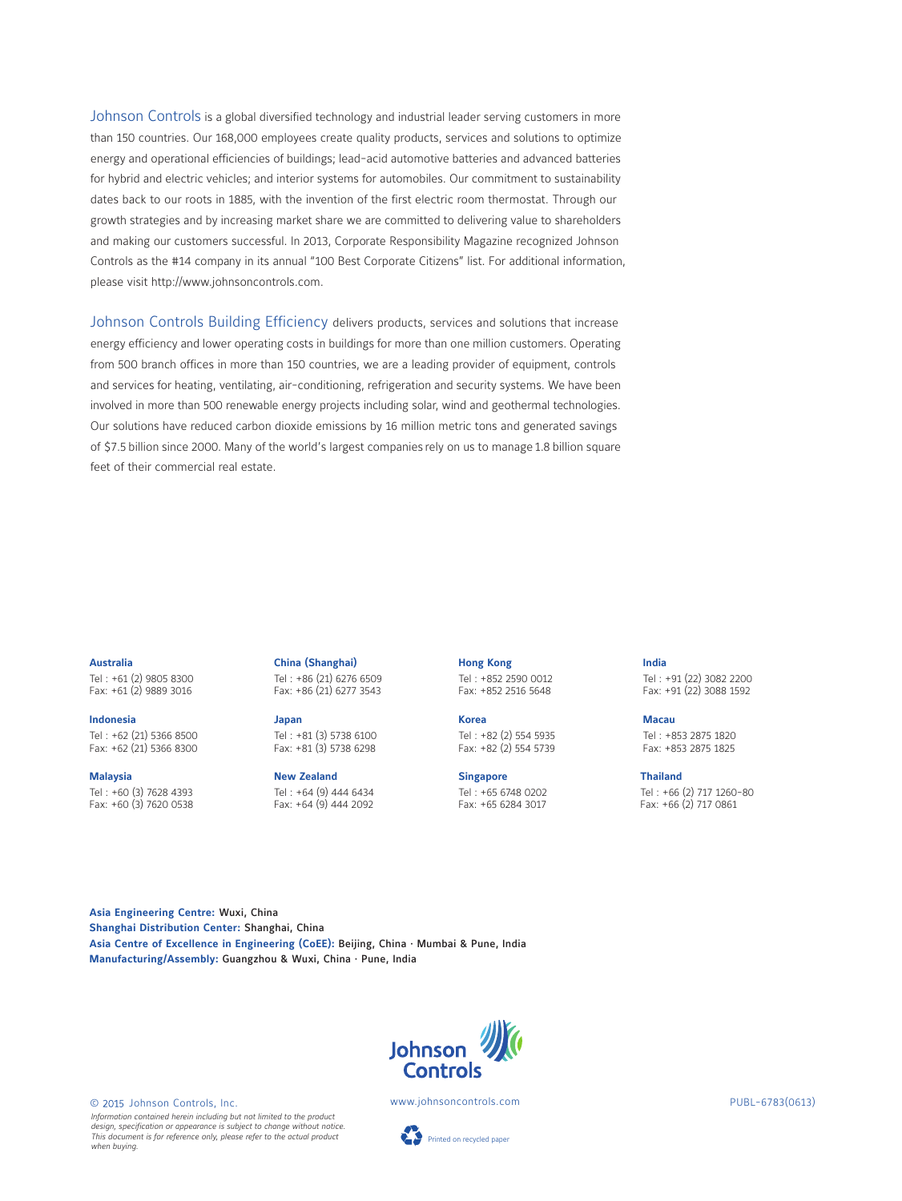**Johnson Controls** is a global diversified technology and industrial leader serving customers in more than 150 countries. Our 168,000 employees create quality products, services and solutions to optimize energy and operational efficiencies of buildings; lead-acid automotive batteries and advanced batteries for hybrid and electric vehicles; and interior systems for automobiles. Our commitment to sustainability dates back to our roots in 1885, with the invention of the first electric room thermostat. Through our growth strategies and by increasing market share we are committed to delivering value to shareholders and making our customers successful. In 2013, Corporate Responsibility Magazine recognized Johnson Controls as the #14 company in its annual "100 Best Corporate Citizens" list. For additional information, please visit http://www.johnsoncontrols.com.

**Johnson Controls Building Efficiency** delivers products, services and solutions that increase energy efficiency and lower operating costs in buildings for more than one million customers. Operating from 500 branch offices in more than 150 countries, we are a leading provider of equipment, controls and services for heating, ventilating, air-conditioning, refrigeration and security systems. We have been involved in more than 500 renewable energy projects including solar, wind and geothermal technologies. Our solutions have reduced carbon dioxide emissions by 16 million metric tons and generated savings of $7.5 billion since 2000. Many of the world's largest companies rely on us to manage 1.8 billion square feet of their commercial real estate.

**Australia**
Tel : +61 (2) 9805 8300
Fax: +61 (2) 9889 3016

**China (Shanghai)**
Tel : +86 (21) 6276 6509
Fax: +86 (21) 6277 3543

**Hong Kong**
Tel : +852 2590 0012
Fax: +852 2516 5648

**India**
Tel : +91 (22) 3082 2200
Fax: +91 (22) 3088 1592

**Indonesia**
Tel : +62 (21) 5366 8500
Fax: +62 (21) 5366 8300

**Japan**
Tel : +81 (3) 5738 6100
Fax: +81 (3) 5738 6298

**Korea**
Tel : +82 (2) 554 5935
Fax: +82 (2) 554 5739

**Macau**
Tel : +853 2875 1820
Fax: +853 2875 1825

**Malaysia**
Tel : +60 (3) 7628 4393
Fax: +60 (3) 7620 0538

**New Zealand**
Tel : +64 (9) 444 6434
Fax: +64 (9) 444 2092

**Singapore**
Tel : +65 6748 0202
Fax: +65 6284 3017

**Thailand**
Tel : +66 (2) 717 1260-80
Fax: +66 (2) 717 0861

**Asia Engineering Centre:** Wuxi, China
**Shanghai Distribution Center:** Shanghai, China
**Asia Centre of Excellence in Engineering (CoEE):** Beijing, China · Mumbai & Pune, India
**Manufacturing/Assembly:** Guangzhou & Wuxi, China · Pune, India

Johnson Controls

© 2015 Johnson Controls, Inc.

*Information contained herein including but not limited to the product design, specification or appearance is subject to change without notice. This document is for reference only, please refer to the actual product when buying.*

www.johnsoncontrols.com

Printed on recycled paper

PUBL-6783(0613)